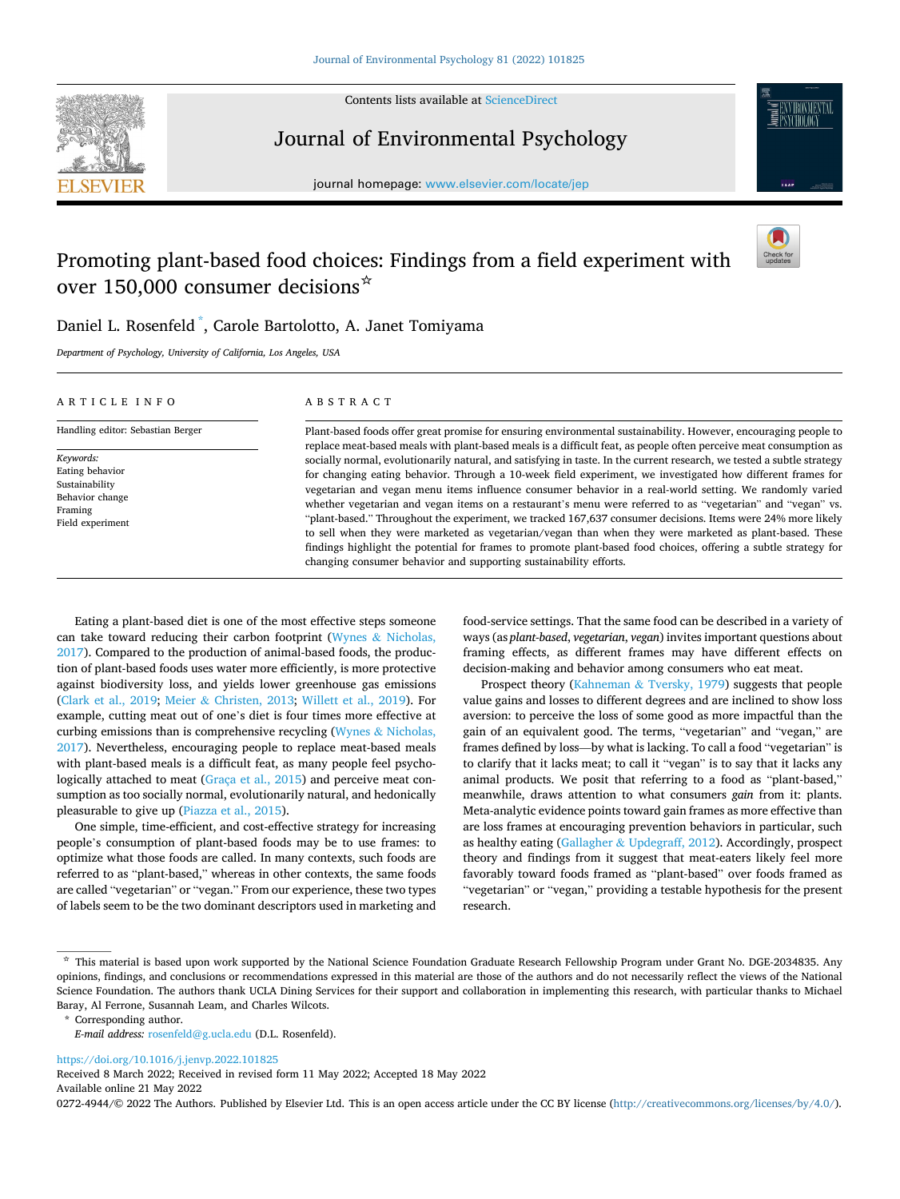# Promoting plant-based food choices: Findings from a field experiment with over 150,000 consumer decisions☆

Daniel L. Rosenfeld *, Carole Bartolotto, A. Janet Tomiyama

*Department of Psychology, University of California, Los Angeles, USA*

## ARTICLE INFO

Handling editor: Sebastian Berger

*Keywords:*
Eating behavior
Sustainability
Behavior change
Framing
Field experiment

## ABSTRACT

Plant-based foods offer great promise for ensuring environmental sustainability. However, encouraging people to replace meat-based meals with plant-based meals is a difficult feat, as people often perceive meat consumption as socially normal, evolutionarily natural, and satisfying in taste. In the current research, we tested a subtle strategy for changing eating behavior. Through a 10-week field experiment, we investigated how different frames for vegetarian and vegan menu items influence consumer behavior in a real-world setting. We randomly varied whether vegetarian and vegan items on a restaurant's menu were referred to as "vegetarian" and "vegan" vs. "plant-based." Throughout the experiment, we tracked 167,637 consumer decisions. Items were 24% more likely to sell when they were marketed as vegetarian/vegan than when they were marketed as plant-based. These findings highlight the potential for frames to promote plant-based food choices, offering a subtle strategy for changing consumer behavior and supporting sustainability efforts.

Eating a plant-based diet is one of the most effective steps someone can take toward reducing their carbon footprint (Wynes & Nicholas, 2017). Compared to the production of animal-based foods, the production of plant-based foods uses water more efficiently, is more protective against biodiversity loss, and yields lower greenhouse gas emissions (Clark et al., 2019; Meier & Christen, 2013; Willett et al., 2019). For example, cutting meat out of one's diet is four times more effective at curbing emissions than is comprehensive recycling (Wynes & Nicholas, 2017). Nevertheless, encouraging people to replace meat-based meals with plant-based meals is a difficult feat, as many people feel psychologically attached to meat (Graça et al., 2015) and perceive meat consumption as too socially normal, evolutionarily natural, and hedonically pleasurable to give up (Piazza et al., 2015).

One simple, time-efficient, and cost-effective strategy for increasing people's consumption of plant-based foods may be to use frames: to optimize what those foods are called. In many contexts, such foods are referred to as "plant-based," whereas in other contexts, the same foods are called "vegetarian" or "vegan." From our experience, these two types of labels seem to be the two dominant descriptors used in marketing and food-service settings. That the same food can be described in a variety of ways (as *plant-based*, *vegetarian*, *vegan*) invites important questions about framing effects, as different frames may have different effects on decision-making and behavior among consumers who eat meat.

Prospect theory (Kahneman & Tversky, 1979) suggests that people value gains and losses to different degrees and are inclined to show loss aversion: to perceive the loss of some good as more impactful than the gain of an equivalent good. The terms, "vegetarian" and "vegan," are frames defined by loss—by what is lacking. To call a food "vegetarian" is to clarify that it lacks meat; to call it "vegan" is to say that it lacks any animal products. We posit that referring to a food as "plant-based," meanwhile, draws attention to what consumers *gain* from it: plants. Meta-analytic evidence points toward gain frames as more effective than are loss frames at encouraging prevention behaviors in particular, such as healthy eating (Gallagher & Updegraff, 2012). Accordingly, prospect theory and findings from it suggest that meat-eaters likely feel more favorably toward foods framed as "plant-based" over foods framed as "vegetarian" or "vegan," providing a testable hypothesis for the present research.

☆ This material is based upon work supported by the National Science Foundation Graduate Research Fellowship Program under Grant No. DGE-2034835. Any opinions, findings, and conclusions or recommendations expressed in this material are those of the authors and do not necessarily reflect the views of the National Science Foundation. The authors thank UCLA Dining Services for their support and collaboration in implementing this research, with particular thanks to Michael Baray, Al Ferrone, Susannah Leam, and Charles Wilcots.

\* Corresponding author.
*E-mail address:* rosenfeld@g.ucla.edu (D.L. Rosenfeld).

https://doi.org/10.1016/j.jenvp.2022.101825
Received 8 March 2022; Received in revised form 11 May 2022; Accepted 18 May 2022
Available online 21 May 2022
0272-4944/© 2022 The Authors. Published by Elsevier Ltd. This is an open access article under the CC BY license (http://creativecommons.org/licenses/by/4.0/).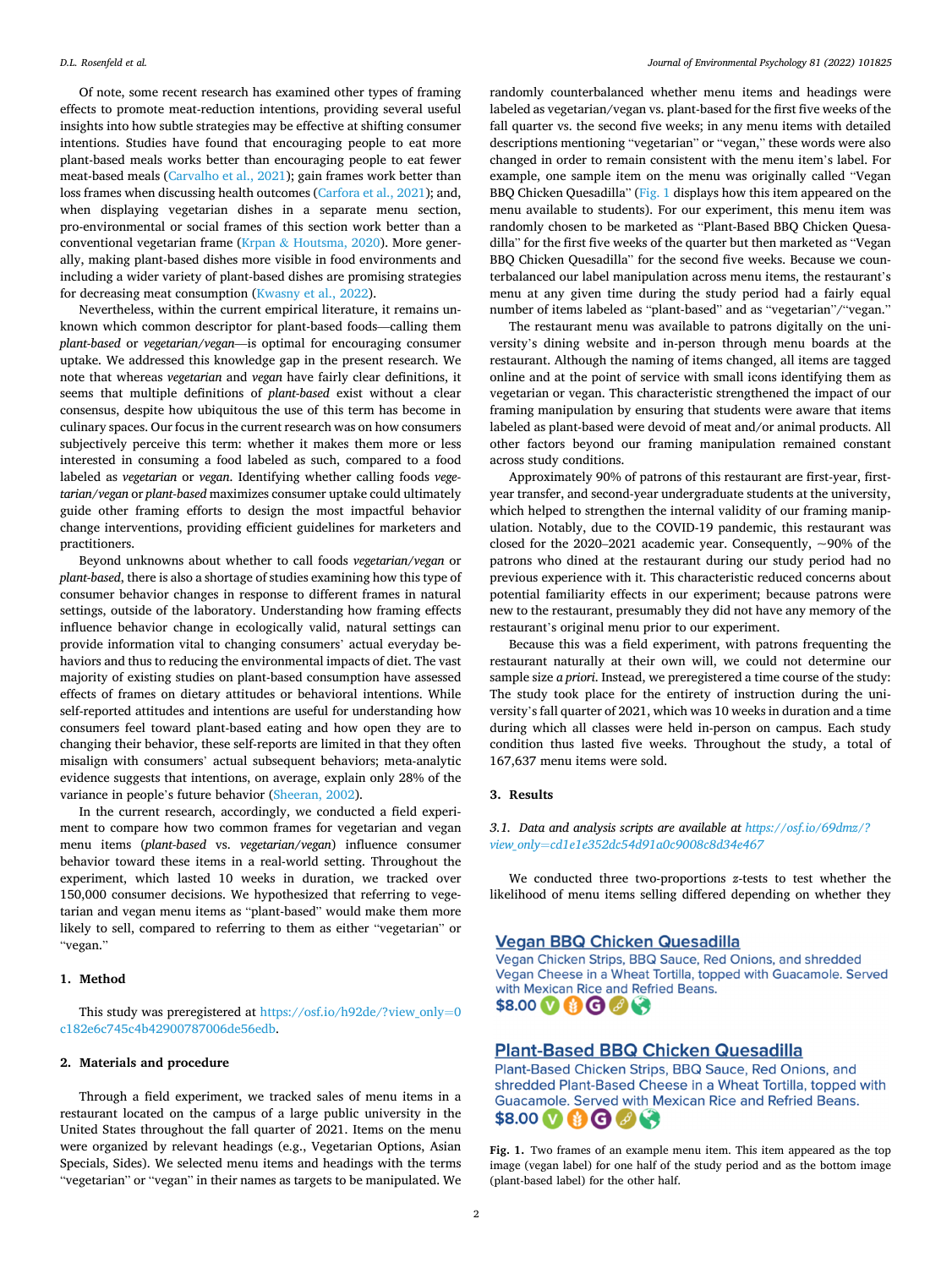Of note, some recent research has examined other types of framing effects to promote meat-reduction intentions, providing several useful insights into how subtle strategies may be effective at shifting consumer intentions. Studies have found that encouraging people to eat more plant-based meals works better than encouraging people to eat fewer meat-based meals (Carvalho et al., 2021); gain frames work better than loss frames when discussing health outcomes (Carfora et al., 2021); and, when displaying vegetarian dishes in a separate menu section, pro-environmental or social frames of this section work better than a conventional vegetarian frame (Krpan & Houtsma, 2020). More generally, making plant-based dishes more visible in food environments and including a wider variety of plant-based dishes are promising strategies for decreasing meat consumption (Kwasny et al., 2022).

Nevertheless, within the current empirical literature, it remains unknown which common descriptor for plant-based foods—calling them *plant-based* or *vegetarian/vegan*—is optimal for encouraging consumer uptake. We addressed this knowledge gap in the present research. We note that whereas *vegetarian* and *vegan* have fairly clear definitions, it seems that multiple definitions of *plant-based* exist without a clear consensus, despite how ubiquitous the use of this term has become in culinary spaces. Our focus in the current research was on how consumers subjectively perceive this term: whether it makes them more or less interested in consuming a food labeled as such, compared to a food labeled as *vegetarian* or *vegan*. Identifying whether calling foods *vegetarian/vegan* or *plant-based* maximizes consumer uptake could ultimately guide other framing efforts to design the most impactful behavior change interventions, providing efficient guidelines for marketers and practitioners.

Beyond unknowns about whether to call foods *vegetarian/vegan* or *plant-based*, there is also a shortage of studies examining how this type of consumer behavior changes in response to different frames in natural settings, outside of the laboratory. Understanding how framing effects influence behavior change in ecologically valid, natural settings can provide information vital to changing consumers' actual everyday behaviors and thus to reducing the environmental impacts of diet. The vast majority of existing studies on plant-based consumption have assessed effects of frames on dietary attitudes or behavioral intentions. While self-reported attitudes and intentions are useful for understanding how consumers feel toward plant-based eating and how open they are to changing their behavior, these self-reports are limited in that they often misalign with consumers' actual subsequent behaviors; meta-analytic evidence suggests that intentions, on average, explain only 28% of the variance in people's future behavior (Sheeran, 2002).

In the current research, accordingly, we conducted a field experiment to compare how two common frames for vegetarian and vegan menu items (*plant-based* vs. *vegetarian/vegan*) influence consumer behavior toward these items in a real-world setting. Throughout the experiment, which lasted 10 weeks in duration, we tracked over 150,000 consumer decisions. We hypothesized that referring to vegetarian and vegan menu items as "plant-based" would make them more likely to sell, compared to referring to them as either "vegetarian" or "vegan."

## 1. Method

This study was preregistered at https://osf.io/h92de/?view_only=0c182e6c745c4b42900787006de56edb.

## 2. Materials and procedure

Through a field experiment, we tracked sales of menu items in a restaurant located on the campus of a large public university in the United States throughout the fall quarter of 2021. Items on the menu were organized by relevant headings (e.g., Vegetarian Options, Asian Specials, Sides). We selected menu items and headings with the terms "vegetarian" or "vegan" in their names as targets to be manipulated. We randomly counterbalanced whether menu items and headings were labeled as vegetarian/vegan vs. plant-based for the first five weeks of the fall quarter vs. the second five weeks; in any menu items with detailed descriptions mentioning "vegetarian" or "vegan," these words were also changed in order to remain consistent with the menu item's label. For example, one sample item on the menu was originally called "Vegan BBQ Chicken Quesadilla" (Fig. 1 displays how this item appeared on the menu available to students). For our experiment, this menu item was randomly chosen to be marketed as "Plant-Based BBQ Chicken Quesadilla" for the first five weeks of the quarter but then marketed as "Vegan BBQ Chicken Quesadilla" for the second five weeks. Because we counterbalanced our label manipulation across menu items, the restaurant's menu at any given time during the study period had a fairly equal number of items labeled as "plant-based" and as "vegetarian"/"vegan."

The restaurant menu was available to patrons digitally on the university's dining website and in-person through menu boards at the restaurant. Although the naming of items changed, all items are tagged online and at the point of service with small icons identifying them as vegetarian or vegan. This characteristic strengthened the impact of our framing manipulation by ensuring that students were aware that items labeled as plant-based were devoid of meat and/or animal products. All other factors beyond our framing manipulation remained constant across study conditions.

Approximately 90% of patrons of this restaurant are first-year, first-year transfer, and second-year undergraduate students at the university, which helped to strengthen the internal validity of our framing manipulation. Notably, due to the COVID-19 pandemic, this restaurant was closed for the 2020–2021 academic year. Consequently, ~90% of the patrons who dined at the restaurant during our study period had no previous experience with it. This characteristic reduced concerns about potential familiarity effects in our experiment; because patrons were new to the restaurant, presumably they did not have any memory of the restaurant's original menu prior to our experiment.

Because this was a field experiment, with patrons frequenting the restaurant naturally at their own will, we could not determine our sample size *a priori*. Instead, we preregistered a time course of the study: The study took place for the entirety of instruction during the university's fall quarter of 2021, which was 10 weeks in duration and a time during which all classes were held in-person on campus. Each study condition thus lasted five weeks. Throughout the study, a total of 167,637 menu items were sold.

## 3. Results

### *3.1. Data and analysis scripts are available at https://osf.io/69dmz/?view_only=cd1e1e352dc54d91a0c9008c8d34e467*

We conducted three two-proportions $z$-tests to test whether the likelihood of menu items selling differed depending on whether they

**Vegan BBQ Chicken Quesadilla**
Vegan Chicken Strips, BBQ Sauce, Red Onions, and shredded Vegan Cheese in a Wheat Tortilla, topped with Guacamole. Served with Mexican Rice and Refried Beans.
$8.00

**Plant-Based BBQ Chicken Quesadilla**
Plant-Based Chicken Strips, BBQ Sauce, Red Onions, and shredded Plant-Based Cheese in a Wheat Tortilla, topped with Guacamole. Served with Mexican Rice and Refried Beans.
$8.00

**Fig. 1.** Two frames of an example menu item. This item appeared as the top image (vegan label) for one half of the study period and as the bottom image (plant-based label) for the other half.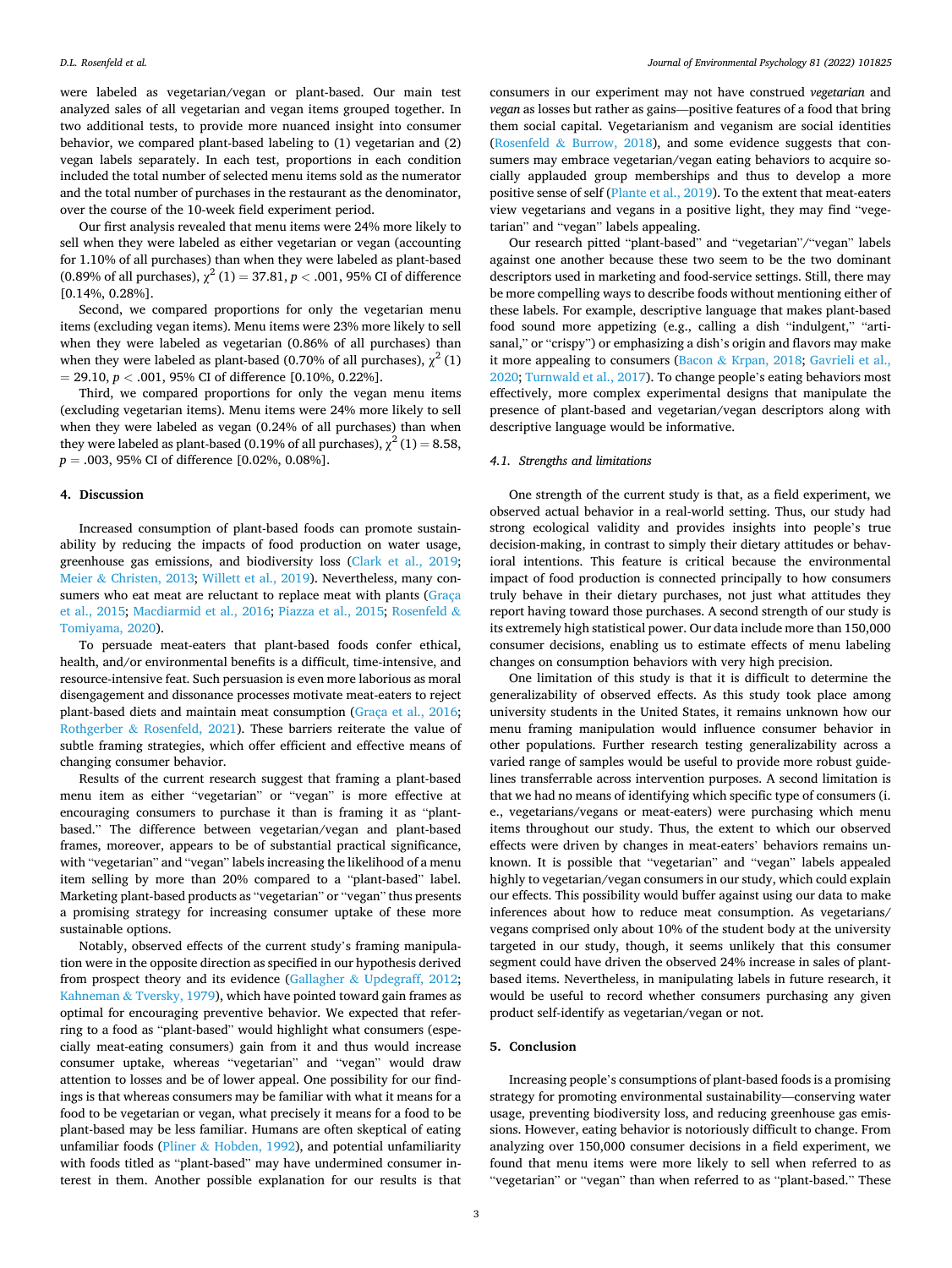were labeled as vegetarian/vegan or plant-based. Our main test analyzed sales of all vegetarian and vegan items grouped together. In two additional tests, to provide more nuanced insight into consumer behavior, we compared plant-based labeling to (1) vegetarian and (2) vegan labels separately. In each test, proportions in each condition included the total number of selected menu items sold as the numerator and the total number of purchases in the restaurant as the denominator, over the course of the 10-week field experiment period.

Our first analysis revealed that menu items were 24% more likely to sell when they were labeled as either vegetarian or vegan (accounting for 1.10% of all purchases) than when they were labeled as plant-based (0.89% of all purchases), $\chi^2$ (1) = 37.81, $p < .001$, 95% CI of difference [0.14%, 0.28%].

Second, we compared proportions for only the vegetarian menu items (excluding vegan items). Menu items were 23% more likely to sell when they were labeled as vegetarian (0.86% of all purchases) than when they were labeled as plant-based (0.70% of all purchases), $\chi^2$ (1) = 29.10, $p < .001$, 95% CI of difference [0.10%, 0.22%].

Third, we compared proportions for only the vegan menu items (excluding vegetarian items). Menu items were 24% more likely to sell when they were labeled as vegan (0.24% of all purchases) than when they were labeled as plant-based (0.19% of all purchases), $\chi^2$ (1) = 8.58, $p = .003$, 95% CI of difference [0.02%, 0.08%].

## 4. Discussion

Increased consumption of plant-based foods can promote sustainability by reducing the impacts of food production on water usage, greenhouse gas emissions, and biodiversity loss (Clark et al., 2019; Meier & Christen, 2013; Willett et al., 2019). Nevertheless, many consumers who eat meat are reluctant to replace meat with plants (Graça et al., 2015; Macdiarmid et al., 2016; Piazza et al., 2015; Rosenfeld & Tomiyama, 2020).

To persuade meat-eaters that plant-based foods confer ethical, health, and/or environmental benefits is a difficult, time-intensive, and resource-intensive feat. Such persuasion is even more laborious as moral disengagement and dissonance processes motivate meat-eaters to reject plant-based diets and maintain meat consumption (Graça et al., 2016; Rothgerber & Rosenfeld, 2021). These barriers reiterate the value of subtle framing strategies, which offer efficient and effective means of changing consumer behavior.

Results of the current research suggest that framing a plant-based menu item as either "vegetarian" or "vegan" is more effective at encouraging consumers to purchase it than is framing it as "plant-based." The difference between vegetarian/vegan and plant-based frames, moreover, appears to be of substantial practical significance, with "vegetarian" and "vegan" labels increasing the likelihood of a menu item selling by more than 20% compared to a "plant-based" label. Marketing plant-based products as "vegetarian" or "vegan" thus presents a promising strategy for increasing consumer uptake of these more sustainable options.

Notably, observed effects of the current study's framing manipulation were in the opposite direction as specified in our hypothesis derived from prospect theory and its evidence (Gallagher & Updegraff, 2012; Kahneman & Tversky, 1979), which have pointed toward gain frames as optimal for encouraging preventive behavior. We expected that referring to a food as "plant-based" would highlight what consumers (especially meat-eating consumers) gain from it and thus would increase consumer uptake, whereas "vegetarian" and "vegan" would draw attention to losses and be of lower appeal. One possibility for our findings is that whereas consumers may be familiar with what it means for a food to be vegetarian or vegan, what precisely it means for a food to be plant-based may be less familiar. Humans are often skeptical of eating unfamiliar foods (Pliner & Hobden, 1992), and potential unfamiliarity with foods titled as "plant-based" may have undermined consumer interest in them. Another possible explanation for our results is that consumers in our experiment may not have construed *vegetarian* and *vegan* as losses but rather as gains—positive features of a food that bring them social capital. Vegetarianism and veganism are social identities (Rosenfeld & Burrow, 2018), and some evidence suggests that consumers may embrace vegetarian/vegan eating behaviors to acquire socially applauded group memberships and thus to develop a more positive sense of self (Plante et al., 2019). To the extent that meat-eaters view vegetarians and vegans in a positive light, they may find "vegetarian" and "vegan" labels appealing.

Our research pitted "plant-based" and "vegetarian"/"vegan" labels against one another because these two seem to be the two dominant descriptors used in marketing and food-service settings. Still, there may be more compelling ways to describe foods without mentioning either of these labels. For example, descriptive language that makes plant-based food sound more appetizing (e.g., calling a dish "indulgent," "artisanal," or "crispy") or emphasizing a dish's origin and flavors may make it more appealing to consumers (Bacon & Krpan, 2018; Gavrieli et al., 2020; Turnwald et al., 2017). To change people's eating behaviors most effectively, more complex experimental designs that manipulate the presence of plant-based and vegetarian/vegan descriptors along with descriptive language would be informative.

### 4.1. Strengths and limitations

One strength of the current study is that, as a field experiment, we observed actual behavior in a real-world setting. Thus, our study had strong ecological validity and provides insights into people's true decision-making, in contrast to simply their dietary attitudes or behavioral intentions. This feature is critical because the environmental impact of food production is connected principally to how consumers truly behave in their dietary purchases, not just what attitudes they report having toward those purchases. A second strength of our study is its extremely high statistical power. Our data include more than 150,000 consumer decisions, enabling us to estimate effects of menu labeling changes on consumption behaviors with very high precision.

One limitation of this study is that it is difficult to determine the generalizability of observed effects. As this study took place among university students in the United States, it remains unknown how our menu framing manipulation would influence consumer behavior in other populations. Further research testing generalizability across a varied range of samples would be useful to provide more robust guidelines transferrable across intervention purposes. A second limitation is that we had no means of identifying which specific type of consumers (i.e., vegetarians/vegans or meat-eaters) were purchasing which menu items throughout our study. Thus, the extent to which our observed effects were driven by changes in meat-eaters' behaviors remains unknown. It is possible that "vegetarian" and "vegan" labels appealed highly to vegetarian/vegan consumers in our study, which could explain our effects. This possibility would buffer against using our data to make inferences about how to reduce meat consumption. As vegetarians/vegans comprised only about 10% of the student body at the university targeted in our study, though, it seems unlikely that this consumer segment could have driven the observed 24% increase in sales of plant-based items. Nevertheless, in manipulating labels in future research, it would be useful to record whether consumers purchasing any given product self-identify as vegetarian/vegan or not.

## 5. Conclusion

Increasing people's consumptions of plant-based foods is a promising strategy for promoting environmental sustainability—conserving water usage, preventing biodiversity loss, and reducing greenhouse gas emissions. However, eating behavior is notoriously difficult to change. From analyzing over 150,000 consumer decisions in a field experiment, we found that menu items were more likely to sell when referred to as "vegetarian" or "vegan" than when referred to as "plant-based." These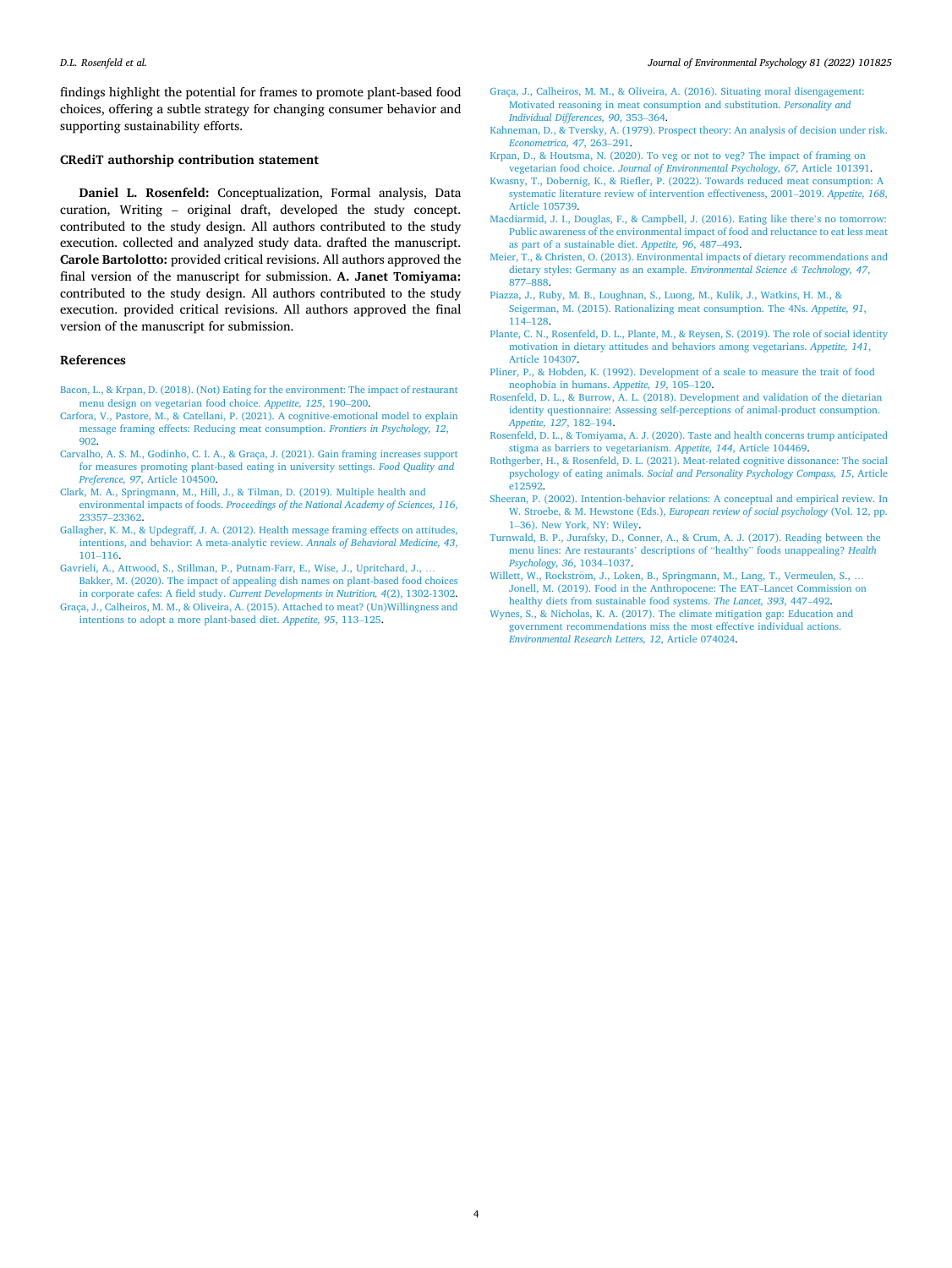findings highlight the potential for frames to promote plant-based food choices, offering a subtle strategy for changing consumer behavior and supporting sustainability efforts.

## CRediT authorship contribution statement

**Daniel L. Rosenfeld:** Conceptualization, Formal analysis, Data curation, Writing – original draft, developed the study concept. contributed to the study design. All authors contributed to the study execution. collected and analyzed study data. drafted the manuscript. **Carole Bartolotto:** provided critical revisions. All authors approved the final version of the manuscript for submission. **A. Janet Tomiyama:** contributed to the study design. All authors contributed to the study execution. provided critical revisions. All authors approved the final version of the manuscript for submission.

## References

Bacon, L., & Krpan, D. (2018). (Not) Eating for the environment: The impact of restaurant menu design on vegetarian food choice. *Appetite, 125*, 190–200.

Carfora, V., Pastore, M., & Catellani, P. (2021). A cognitive-emotional model to explain message framing effects: Reducing meat consumption. *Frontiers in Psychology, 12*, 902.

Carvalho, A. S. M., Godinho, C. I. A., & Graça, J. (2021). Gain framing increases support for measures promoting plant-based eating in university settings. *Food Quality and Preference, 97*, Article 104500.

Clark, M. A., Springmann, M., Hill, J., & Tilman, D. (2019). Multiple health and environmental impacts of foods. *Proceedings of the National Academy of Sciences, 116*, 23357–23362.

Gallagher, K. M., & Updegraff, J. A. (2012). Health message framing effects on attitudes, intentions, and behavior: A meta-analytic review. *Annals of Behavioral Medicine, 43*, 101–116.

Gavrieli, A., Attwood, S., Stillman, P., Putnam-Farr, E., Wise, J., Upritchard, J., … Bakker, M. (2020). The impact of appealing dish names on plant-based food choices in corporate cafes: A field study. *Current Developments in Nutrition, 4*(2), 1302-1302.

Graça, J., Calheiros, M. M., & Oliveira, A. (2015). Attached to meat? (Un)Willingness and intentions to adopt a more plant-based diet. *Appetite, 95*, 113–125.

Graça, J., Calheiros, M. M., & Oliveira, A. (2016). Situating moral disengagement: Motivated reasoning in meat consumption and substitution. *Personality and Individual Differences, 90*, 353–364.

Kahneman, D., & Tversky, A. (1979). Prospect theory: An analysis of decision under risk. *Econometrica, 47*, 263–291.

Krpan, D., & Houtsma, N. (2020). To veg or not to veg? The impact of framing on vegetarian food choice. *Journal of Environmental Psychology, 67*, Article 101391.

Kwasny, T., Dobernig, K., & Riefler, P. (2022). Towards reduced meat consumption: A systematic literature review of intervention effectiveness, 2001–2019. *Appetite, 168*, Article 105739.

Macdiarmid, J. I., Douglas, F., & Campbell, J. (2016). Eating like there's no tomorrow: Public awareness of the environmental impact of food and reluctance to eat less meat as part of a sustainable diet. *Appetite, 96*, 487–493.

Meier, T., & Christen, O. (2013). Environmental impacts of dietary recommendations and dietary styles: Germany as an example. *Environmental Science & Technology, 47*, 877–888.

Piazza, J., Ruby, M. B., Loughnan, S., Luong, M., Kulik, J., Watkins, H. M., & Seigerman, M. (2015). Rationalizing meat consumption. The 4Ns. *Appetite, 91*, 114–128.

Plante, C. N., Rosenfeld, D. L., Plante, M., & Reysen, S. (2019). The role of social identity motivation in dietary attitudes and behaviors among vegetarians. *Appetite, 141*, Article 104307.

Pliner, P., & Hobden, K. (1992). Development of a scale to measure the trait of food neophobia in humans. *Appetite, 19*, 105–120.

Rosenfeld, D. L., & Burrow, A. L. (2018). Development and validation of the dietarian identity questionnaire: Assessing self-perceptions of animal-product consumption. *Appetite, 127*, 182–194.

Rosenfeld, D. L., & Tomiyama, A. J. (2020). Taste and health concerns trump anticipated stigma as barriers to vegetarianism. *Appetite, 144*, Article 104469.

Rothgerber, H., & Rosenfeld, D. L. (2021). Meat-related cognitive dissonance: The social psychology of eating animals. *Social and Personality Psychology Compass, 15*, Article e12592.

Sheeran, P. (2002). Intention-behavior relations: A conceptual and empirical review. In W. Stroebe, & M. Hewstone (Eds.), *European review of social psychology* (Vol. 12, pp. 1–36). New York, NY: Wiley.

Turnwald, B. P., Jurafsky, D., Conner, A., & Crum, A. J. (2017). Reading between the menu lines: Are restaurants' descriptions of "healthy" foods unappealing? *Health Psychology, 36*, 1034–1037.

Willett, W., Rockström, J., Loken, B., Springmann, M., Lang, T., Vermeulen, S., … Jonell, M. (2019). Food in the Anthropocene: The EAT–Lancet Commission on healthy diets from sustainable food systems. *The Lancet, 393*, 447–492.

Wynes, S., & Nicholas, K. A. (2017). The climate mitigation gap: Education and government recommendations miss the most effective individual actions. *Environmental Research Letters, 12*, Article 074024.